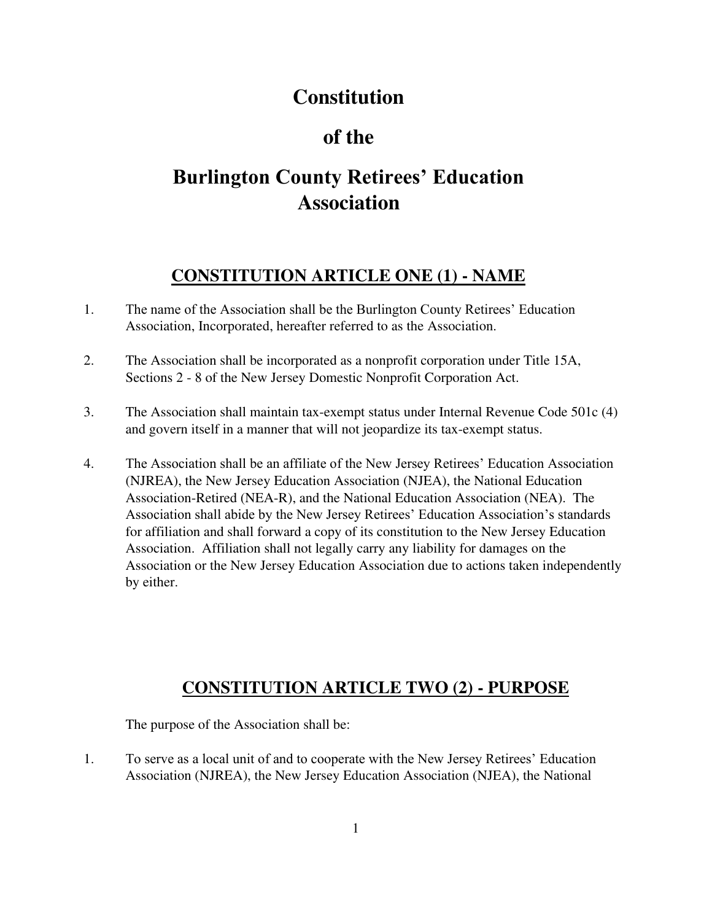# Constitution

# of the

# Burlington County Retirees' Education Association

## CONSTITUTION ARTICLE ONE (1) - NAME

1. The name of the Association shall be the Burlington County Retirees' Education Association, Incorporated, hereafter referred to as the Association.

2. The Association shall be incorporated as a nonprofit corporation under Title 15A, Sections 2 - 8 of the New Jersey Domestic Nonprofit Corporation Act.

3. The Association shall maintain tax-exempt status under Internal Revenue Code 501c (4) and govern itself in a manner that will not jeopardize its tax-exempt status.

4. The Association shall be an affiliate of the New Jersey Retirees' Education Association (NJREA), the New Jersey Education Association (NJEA), the National Education Association-Retired (NEA-R), and the National Education Association (NEA). The Association shall abide by the New Jersey Retirees' Education Association's standards for affiliation and shall forward a copy of its constitution to the New Jersey Education Association. Affiliation shall not legally carry any liability for damages on the Association or the New Jersey Education Association due to actions taken independently by either.

## CONSTITUTION ARTICLE TWO (2) - PURPOSE

The purpose of the Association shall be:

1. To serve as a local unit of and to cooperate with the New Jersey Retirees' Education Association (NJREA), the New Jersey Education Association (NJEA), the National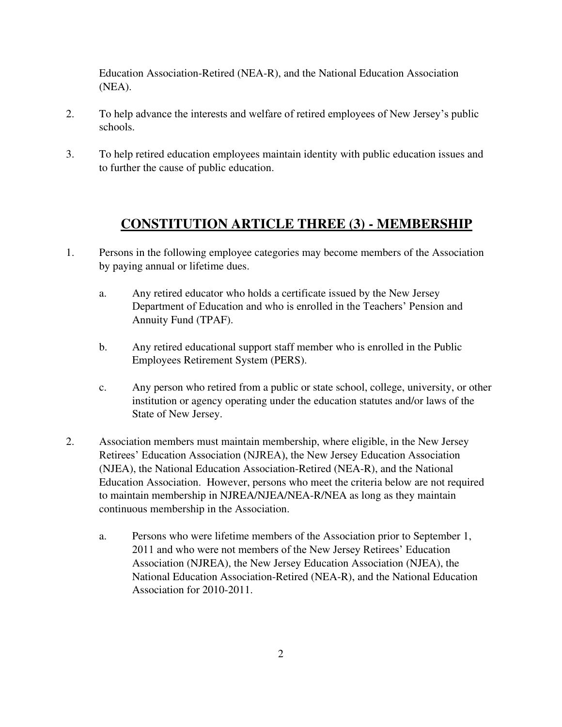Education Association-Retired (NEA-R), and the National Education Association (NEA).

2. To help advance the interests and welfare of retired employees of New Jersey's public schools.

3. To help retired education employees maintain identity with public education issues and to further the cause of public education.

## CONSTITUTION ARTICLE THREE (3) - MEMBERSHIP

1. Persons in the following employee categories may become members of the Association by paying annual or lifetime dues.

   a. Any retired educator who holds a certificate issued by the New Jersey Department of Education and who is enrolled in the Teachers' Pension and Annuity Fund (TPAF).

   b. Any retired educational support staff member who is enrolled in the Public Employees Retirement System (PERS).

   c. Any person who retired from a public or state school, college, university, or other institution or agency operating under the education statutes and/or laws of the State of New Jersey.

2. Association members must maintain membership, where eligible, in the New Jersey Retirees' Education Association (NJREA), the New Jersey Education Association (NJEA), the National Education Association-Retired (NEA-R), and the National Education Association. However, persons who meet the criteria below are not required to maintain membership in NJREA/NJEA/NEA-R/NEA as long as they maintain continuous membership in the Association.

   a. Persons who were lifetime members of the Association prior to September 1, 2011 and who were not members of the New Jersey Retirees' Education Association (NJREA), the New Jersey Education Association (NJEA), the National Education Association-Retired (NEA-R), and the National Education Association for 2010-2011.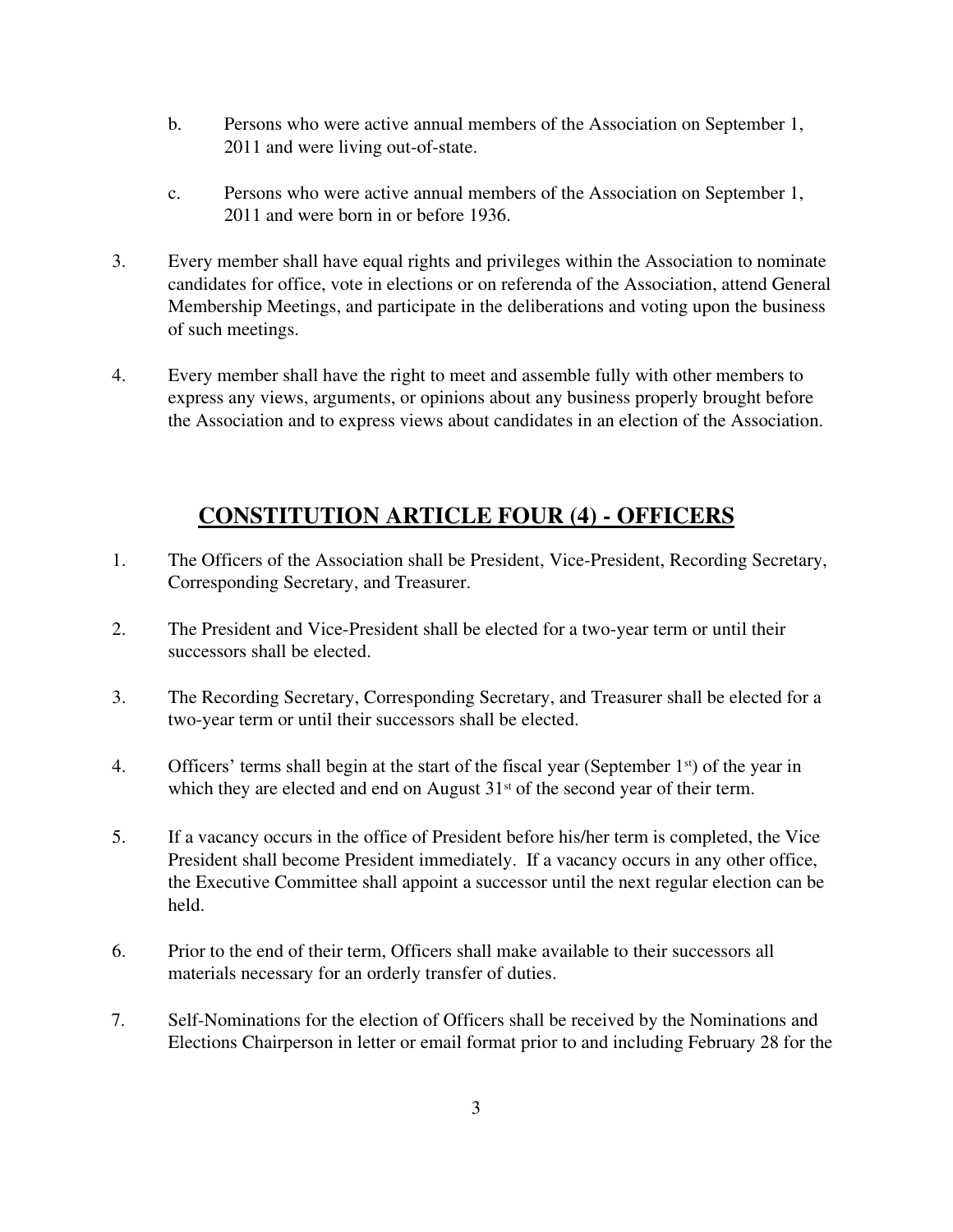b. Persons who were active annual members of the Association on September 1, 2011 and were living out-of-state.

c. Persons who were active annual members of the Association on September 1, 2011 and were born in or before 1936.

3. Every member shall have equal rights and privileges within the Association to nominate candidates for office, vote in elections or on referenda of the Association, attend General Membership Meetings, and participate in the deliberations and voting upon the business of such meetings.

4. Every member shall have the right to meet and assemble fully with other members to express any views, arguments, or opinions about any business properly brought before the Association and to express views about candidates in an election of the Association.

## CONSTITUTION ARTICLE FOUR (4) - OFFICERS

1. The Officers of the Association shall be President, Vice-President, Recording Secretary, Corresponding Secretary, and Treasurer.

2. The President and Vice-President shall be elected for a two-year term or until their successors shall be elected.

3. The Recording Secretary, Corresponding Secretary, and Treasurer shall be elected for a two-year term or until their successors shall be elected.

4. Officers' terms shall begin at the start of the fiscal year (September 1st) of the year in which they are elected and end on August 31st of the second year of their term.

5. If a vacancy occurs in the office of President before his/her term is completed, the Vice President shall become President immediately. If a vacancy occurs in any other office, the Executive Committee shall appoint a successor until the next regular election can be held.

6. Prior to the end of their term, Officers shall make available to their successors all materials necessary for an orderly transfer of duties.

7. Self-Nominations for the election of Officers shall be received by the Nominations and Elections Chairperson in letter or email format prior to and including February 28 for the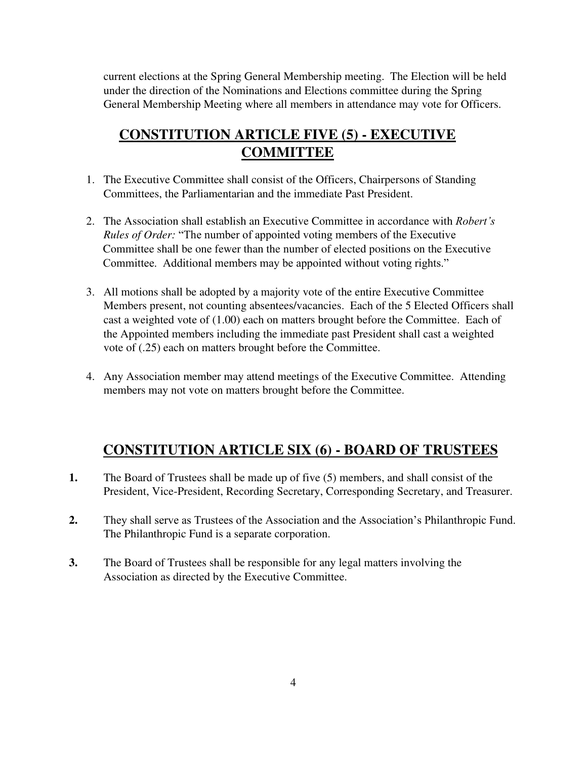current elections at the Spring General Membership meeting. The Election will be held under the direction of the Nominations and Elections committee during the Spring General Membership Meeting where all members in attendance may vote for Officers.

## CONSTITUTION ARTICLE FIVE (5) - EXECUTIVE COMMITTEE

1. The Executive Committee shall consist of the Officers, Chairpersons of Standing Committees, the Parliamentarian and the immediate Past President.

2. The Association shall establish an Executive Committee in accordance with *Robert's Rules of Order:* "The number of appointed voting members of the Executive Committee shall be one fewer than the number of elected positions on the Executive Committee. Additional members may be appointed without voting rights."

3. All motions shall be adopted by a majority vote of the entire Executive Committee Members present, not counting absentees/vacancies. Each of the 5 Elected Officers shall cast a weighted vote of (1.00) each on matters brought before the Committee. Each of the Appointed members including the immediate past President shall cast a weighted vote of (.25) each on matters brought before the Committee.

4. Any Association member may attend meetings of the Executive Committee. Attending members may not vote on matters brought before the Committee.

## CONSTITUTION ARTICLE SIX (6) - BOARD OF TRUSTEES

**1.** The Board of Trustees shall be made up of five (5) members, and shall consist of the President, Vice-President, Recording Secretary, Corresponding Secretary, and Treasurer.

**2.** They shall serve as Trustees of the Association and the Association's Philanthropic Fund. The Philanthropic Fund is a separate corporation.

**3.** The Board of Trustees shall be responsible for any legal matters involving the Association as directed by the Executive Committee.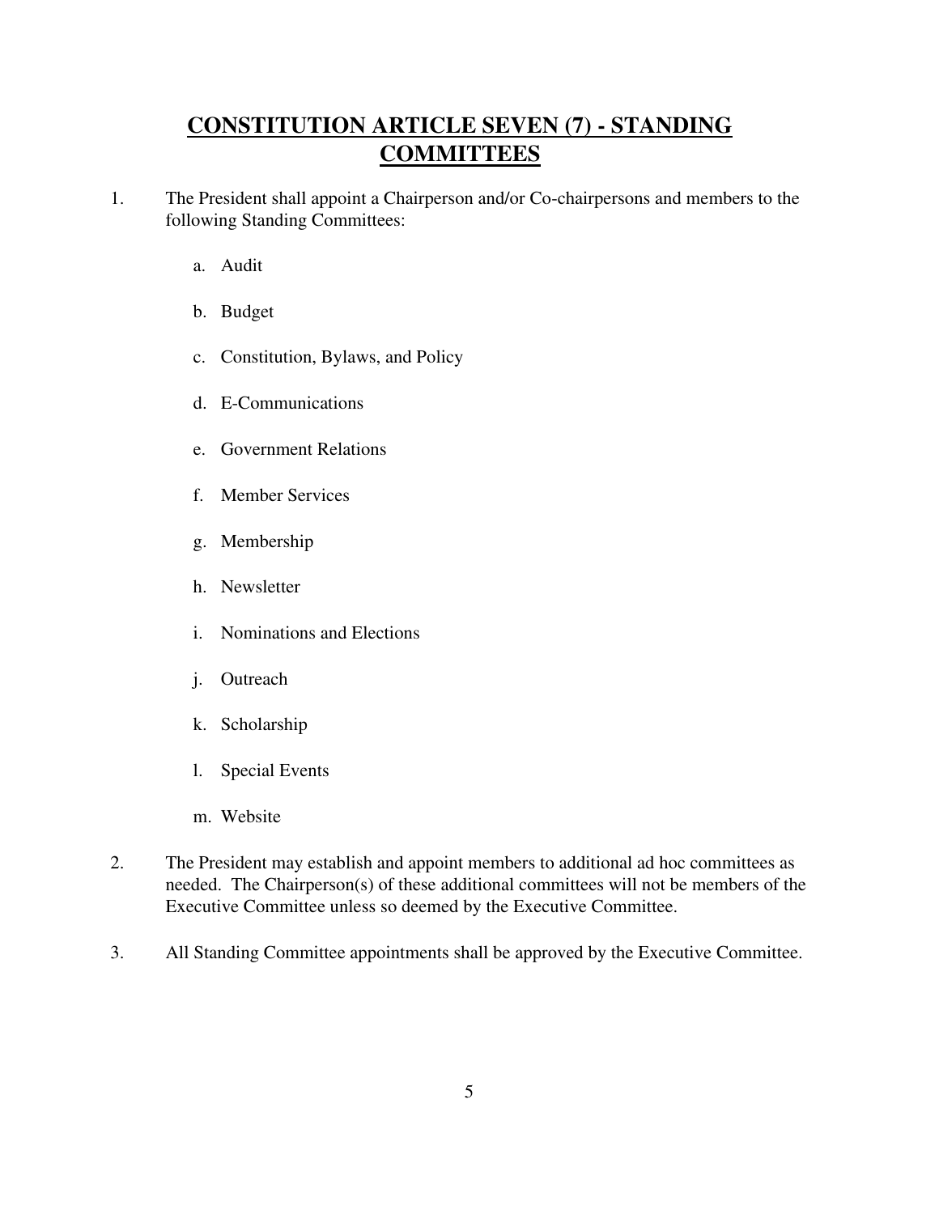# CONSTITUTION ARTICLE SEVEN (7) - STANDING COMMITTEES

1. The President shall appoint a Chairperson and/or Co-chairpersons and members to the following Standing Committees:

   a. Audit

   b. Budget

   c. Constitution, Bylaws, and Policy

   d. E-Communications

   e. Government Relations

   f. Member Services

   g. Membership

   h. Newsletter

   i. Nominations and Elections

   j. Outreach

   k. Scholarship

   l. Special Events

   m. Website

2. The President may establish and appoint members to additional ad hoc committees as needed. The Chairperson(s) of these additional committees will not be members of the Executive Committee unless so deemed by the Executive Committee.

3. All Standing Committee appointments shall be approved by the Executive Committee.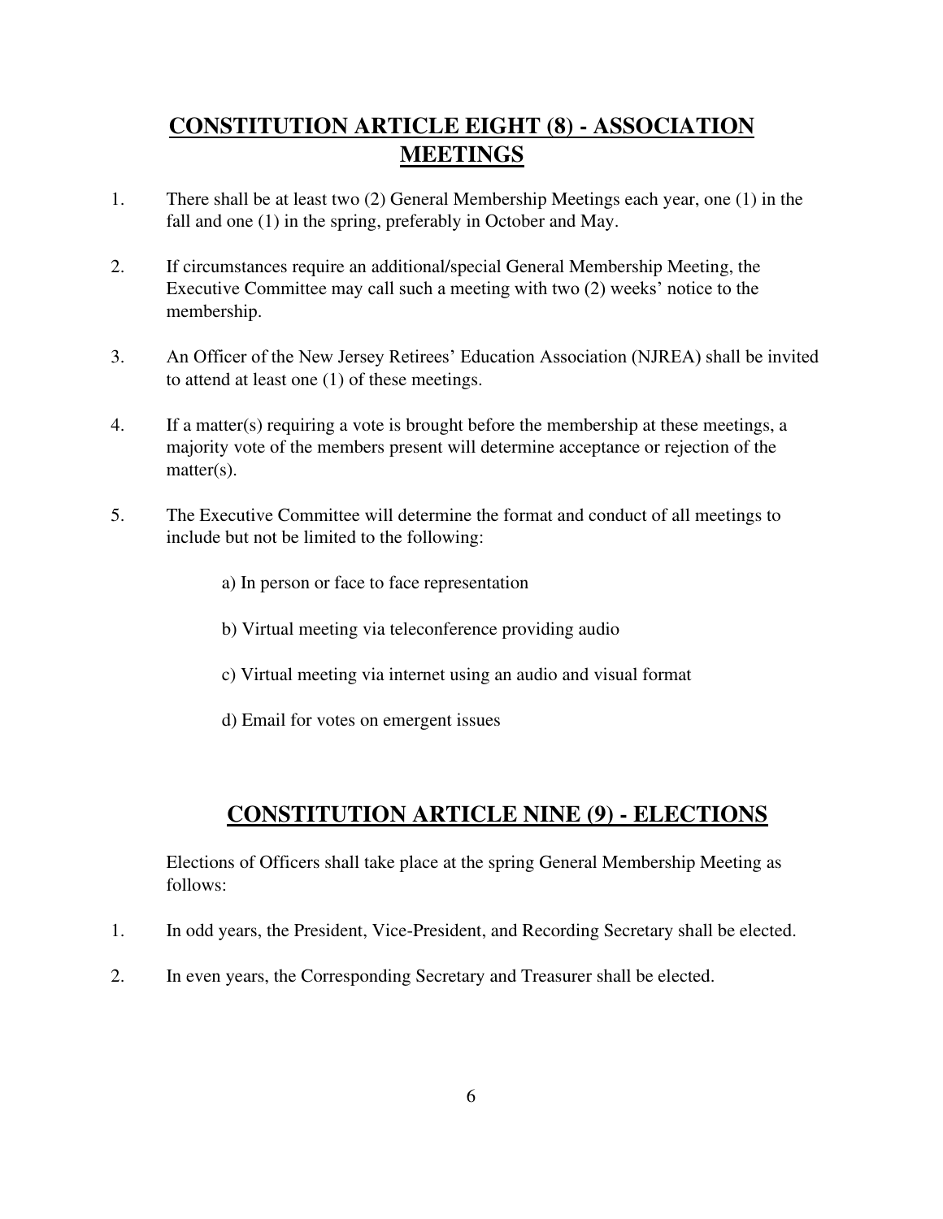## CONSTITUTION ARTICLE EIGHT (8) - ASSOCIATION MEETINGS

1. There shall be at least two (2) General Membership Meetings each year, one (1) in the fall and one (1) in the spring, preferably in October and May.

2. If circumstances require an additional/special General Membership Meeting, the Executive Committee may call such a meeting with two (2) weeks' notice to the membership.

3. An Officer of the New Jersey Retirees' Education Association (NJREA) shall be invited to attend at least one (1) of these meetings.

4. If a matter(s) requiring a vote is brought before the membership at these meetings, a majority vote of the members present will determine acceptance or rejection of the matter(s).

5. The Executive Committee will determine the format and conduct of all meetings to include but not be limited to the following:

   a) In person or face to face representation

   b) Virtual meeting via teleconference providing audio

   c) Virtual meeting via internet using an audio and visual format

   d) Email for votes on emergent issues

## CONSTITUTION ARTICLE NINE (9) - ELECTIONS

Elections of Officers shall take place at the spring General Membership Meeting as follows:

1. In odd years, the President, Vice-President, and Recording Secretary shall be elected.

2. In even years, the Corresponding Secretary and Treasurer shall be elected.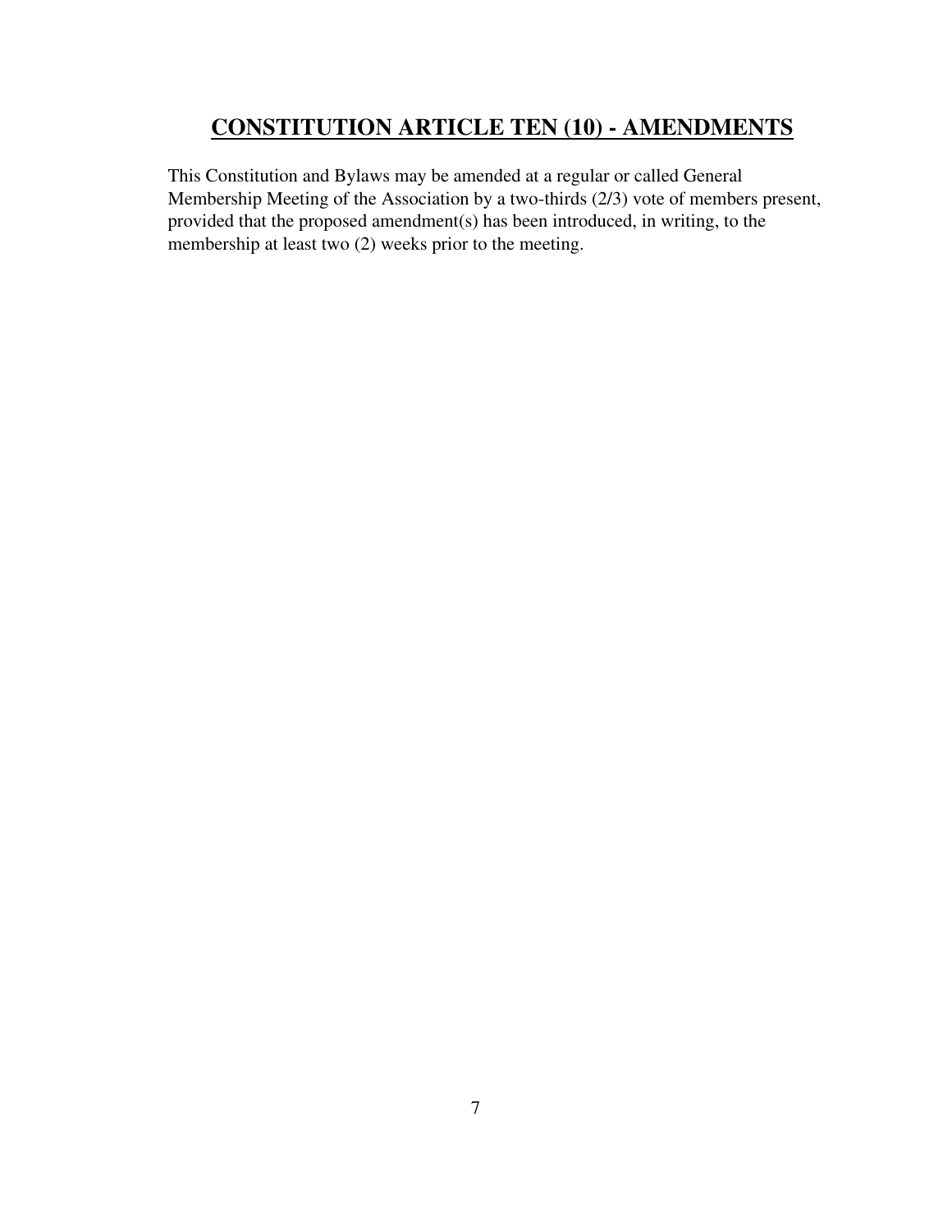## **CONSTITUTION ARTICLE TEN (10) - AMENDMENTS**

This Constitution and Bylaws may be amended at a regular or called General Membership Meeting of the Association by a two-thirds (2/3) vote of members present, provided that the proposed amendment(s) has been introduced, in writing, to the membership at least two (2) weeks prior to the meeting.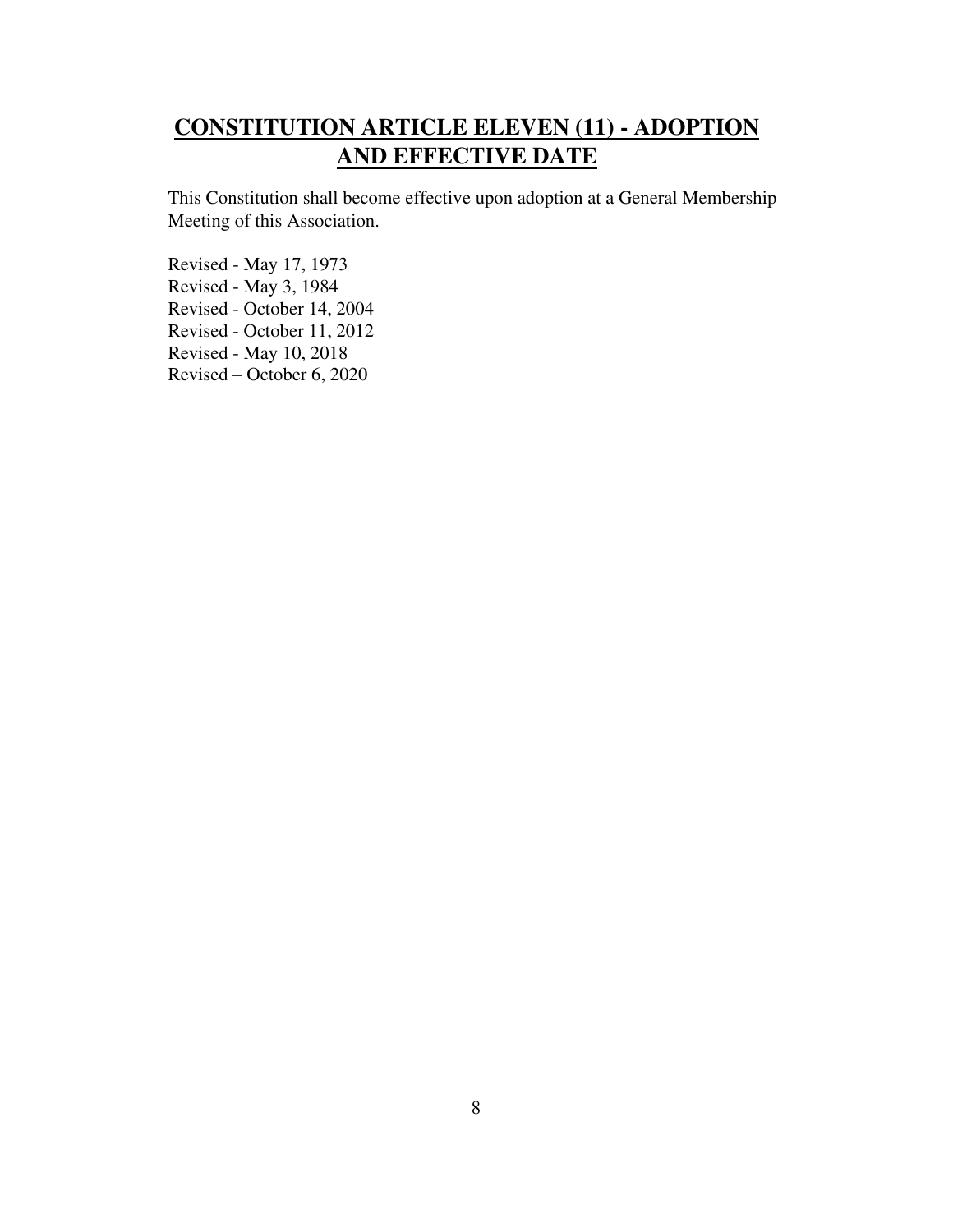## CONSTITUTION ARTICLE ELEVEN (11) - ADOPTION AND EFFECTIVE DATE

This Constitution shall become effective upon adoption at a General Membership Meeting of this Association.

Revised - May 17, 1973
Revised - May 3, 1984
Revised - October 14, 2004
Revised - October 11, 2012
Revised - May 10, 2018
Revised – October 6, 2020